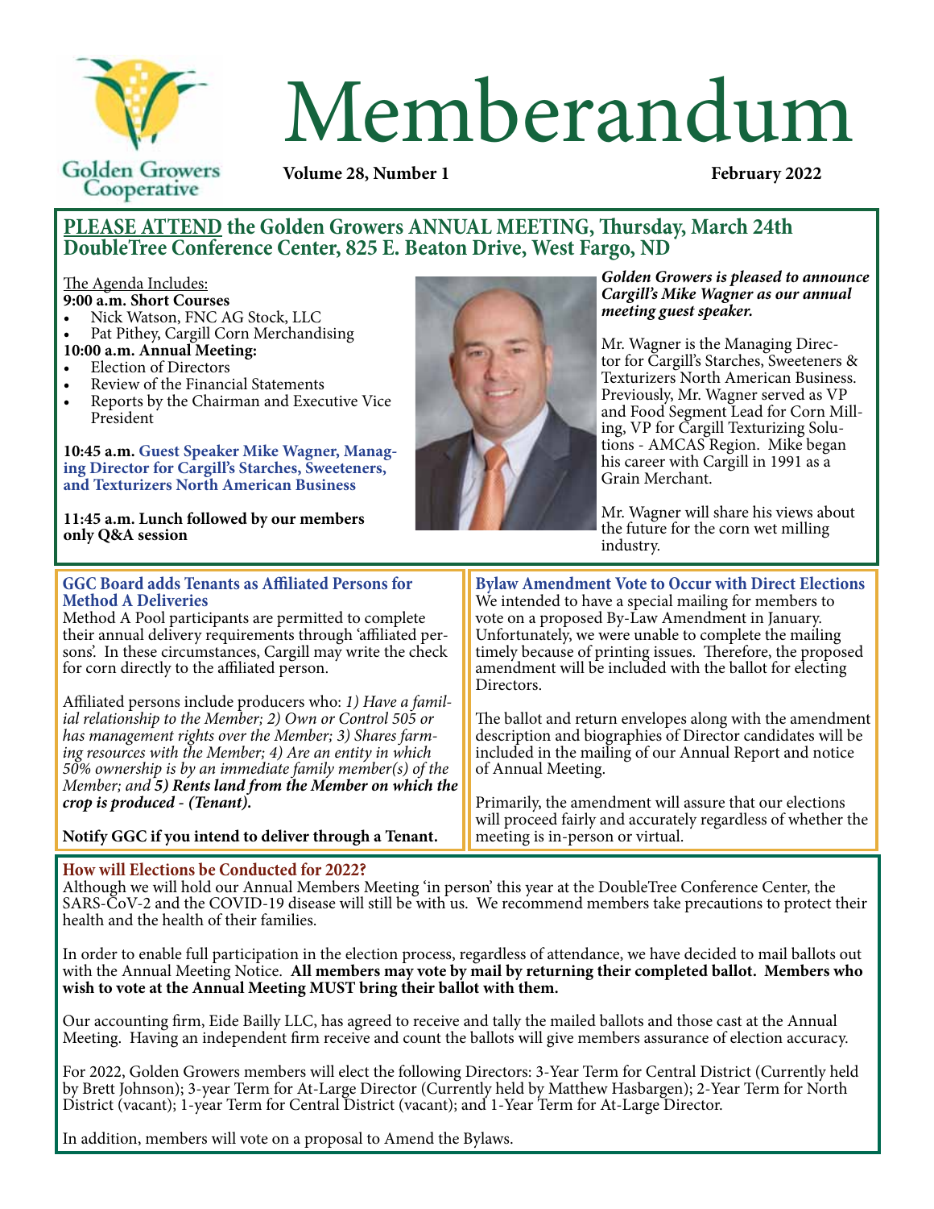Golden Growers Cooperative

# Memberandum

**Volume 28, Number 1** **February 2022**

## PLEASE ATTEND the Golden Growers ANNUAL MEETING, Thursday, March 24th DoubleTree Conference Center, 825 E. Beaton Drive, West Fargo, ND

The Agenda Includes:

**9:00 a.m. Short Courses**

- Nick Watson, FNC AG Stock, LLC
- Pat Pithey, Cargill Corn Merchandising

**10:00 a.m. Annual Meeting:**

- Election of Directors
- Review of the Financial Statements
- Reports by the Chairman and Executive Vice President

**10:45 a.m. Guest Speaker Mike Wagner, Managing Director for Cargill's Starches, Sweeteners, and Texturizers North American Business**

**11:45 a.m. Lunch followed by our members only Q&A session**

***Golden Growers is pleased to announce Cargill's Mike Wagner as our annual meeting guest speaker.***

Mr. Wagner is the Managing Director for Cargill's Starches, Sweeteners & Texturizers North American Business. Previously, Mr. Wagner served as VP and Food Segment Lead for Corn Milling, VP for Cargill Texturizing Solutions - AMCAS Region. Mike began his career with Cargill in 1991 as a Grain Merchant.

Mr. Wagner will share his views about the future for the corn wet milling industry.

### GGC Board adds Tenants as Affiliated Persons for Method A Deliveries

Method A Pool participants are permitted to complete their annual delivery requirements through 'affiliated persons'. In these circumstances, Cargill may write the check for corn directly to the affiliated person.

Affiliated persons include producers who: *1) Have a familial relationship to the Member; 2) Own or Control 505 or has management rights over the Member; 3) Shares farming resources with the Member; 4) Are an entity in which 50% ownership is by an immediate family member(s) of the Member; and* ***5) Rents land from the Member on which the crop is produced - (Tenant).***

**Notify GGC if you intend to deliver through a Tenant.**

### Bylaw Amendment Vote to Occur with Direct Elections

We intended to have a special mailing for members to vote on a proposed By-Law Amendment in January. Unfortunately, we were unable to complete the mailing timely because of printing issues. Therefore, the proposed amendment will be included with the ballot for electing Directors.

The ballot and return envelopes along with the amendment description and biographies of Director candidates will be included in the mailing of our Annual Report and notice of Annual Meeting.

Primarily, the amendment will assure that our elections will proceed fairly and accurately regardless of whether the meeting is in-person or virtual.

### How will Elections be Conducted for 2022?

Although we will hold our Annual Members Meeting 'in person' this year at the DoubleTree Conference Center, the SARS-CoV-2 and the COVID-19 disease will still be with us. We recommend members take precautions to protect their health and the health of their families.

In order to enable full participation in the election process, regardless of attendance, we have decided to mail ballots out with the Annual Meeting Notice. **All members may vote by mail by returning their completed ballot. Members who wish to vote at the Annual Meeting MUST bring their ballot with them.**

Our accounting firm, Eide Bailly LLC, has agreed to receive and tally the mailed ballots and those cast at the Annual Meeting. Having an independent firm receive and count the ballots will give members assurance of election accuracy.

For 2022, Golden Growers members will elect the following Directors: 3-Year Term for Central District (Currently held by Brett Johnson); 3-year Term for At-Large Director (Currently held by Matthew Hasbargen); 2-Year Term for North District (vacant); 1-year Term for Central District (vacant); and 1-Year Term for At-Large Director.

In addition, members will vote on a proposal to Amend the Bylaws.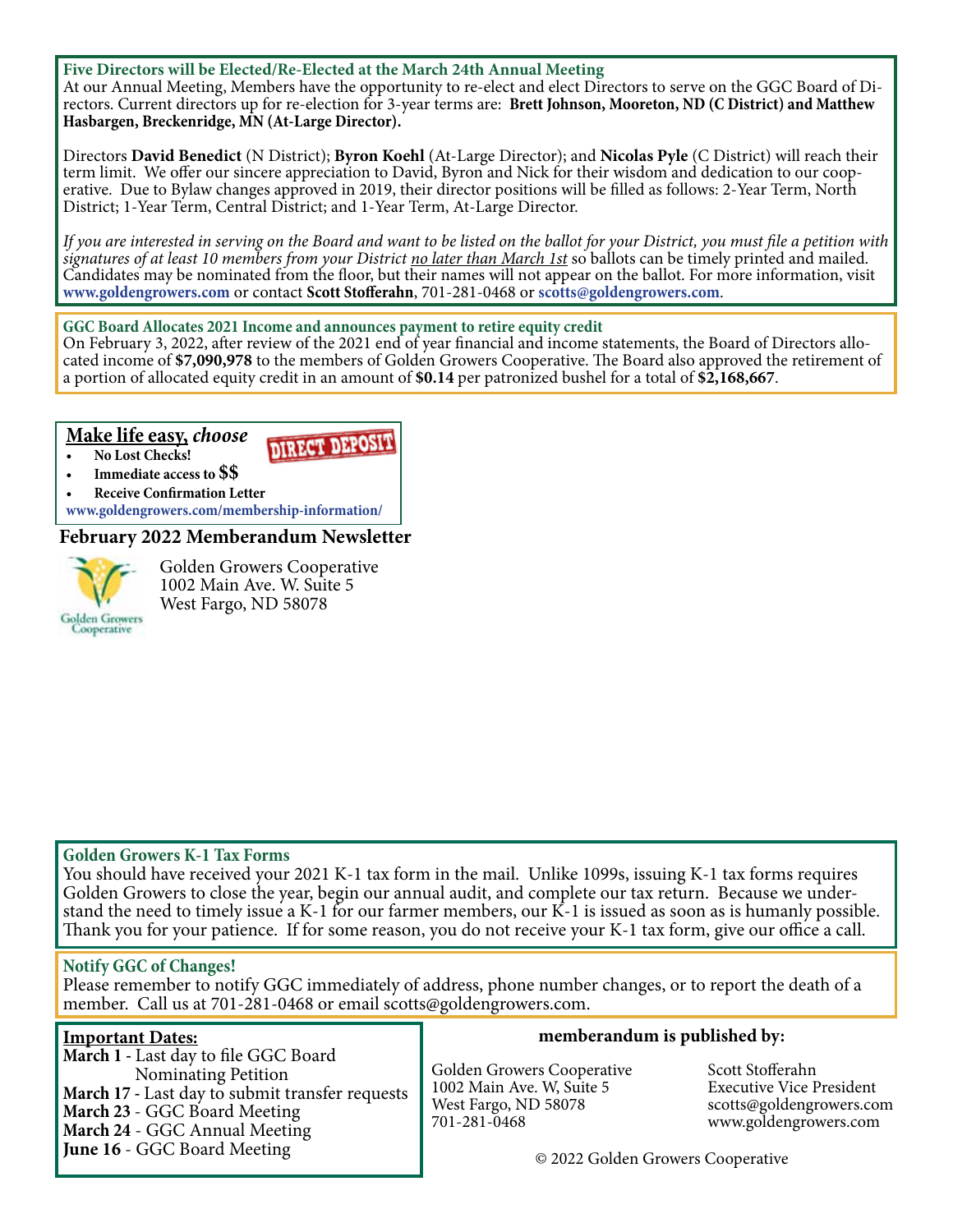### Five Directors will be Elected/Re-Elected at the March 24th Annual Meeting

At our Annual Meeting, Members have the opportunity to re-elect and elect Directors to serve on the GGC Board of Directors. Current directors up for re-election for 3-year terms are: **Brett Johnson, Mooreton, ND (C District) and Matthew Hasbargen, Breckenridge, MN (At-Large Director).**

Directors **David Benedict** (N District); **Byron Koehl** (At-Large Director); and **Nicolas Pyle** (C District) will reach their term limit. We offer our sincere appreciation to David, Byron and Nick for their wisdom and dedication to our cooperative. Due to Bylaw changes approved in 2019, their director positions will be filled as follows: 2-Year Term, North District; 1-Year Term, Central District; and 1-Year Term, At-Large Director.

*If you are interested in serving on the Board and want to be listed on the ballot for your District, you must file a petition with signatures of at least 10 members from your District no later than March 1st* so ballots can be timely printed and mailed. Candidates may be nominated from the floor, but their names will not appear on the ballot. For more information, visit **www.goldengrowers.com** or contact **Scott Stofferahn**, 701-281-0468 or **scotts@goldengrowers.com**.

### GGC Board Allocates 2021 Income and announces payment to retire equity credit

On February 3, 2022, after review of the 2021 end of year financial and income statements, the Board of Directors allocated income of **$7,090,978** to the members of Golden Growers Cooperative. The Board also approved the retirement of a portion of allocated equity credit in an amount of **$0.14** per patronized bushel for a total of **$2,168,667**.

**Make life easy,** ***choose*** **DIRECT DEPOSIT**

- **No Lost Checks!**
- **Immediate access to $$**
- **Receive Confirmation Letter**

**www.goldengrowers.com/membership-information/**

## February 2022 Memberandum Newsletter

Golden Growers Cooperative
1002 Main Ave. W. Suite 5
West Fargo, ND 58078

### Golden Growers K-1 Tax Forms

You should have received your 2021 K-1 tax form in the mail. Unlike 1099s, issuing K-1 tax forms requires Golden Growers to close the year, begin our annual audit, and complete our tax return. Because we understand the need to timely issue a K-1 for our farmer members, our K-1 is issued as soon as is humanly possible. Thank you for your patience. If for some reason, you do not receive your K-1 tax form, give our office a call.

### Notify GGC of Changes!

Please remember to notify GGC immediately of address, phone number changes, or to report the death of a member. Call us at 701-281-0468 or email scotts@goldengrowers.com.

**Important Dates:**

**March 1** - Last day to file GGC Board Nominating Petition
**March 17** - Last day to submit transfer requests
**March 23** - GGC Board Meeting
**March 24** - GGC Annual Meeting
**June 16** - GGC Board Meeting

**memberandum is published by:**

Golden Growers Cooperative
1002 Main Ave. W, Suite 5
West Fargo, ND 58078
701-281-0468

Scott Stofferahn
Executive Vice President
scotts@goldengrowers.com
www.goldengrowers.com

© 2022 Golden Growers Cooperative